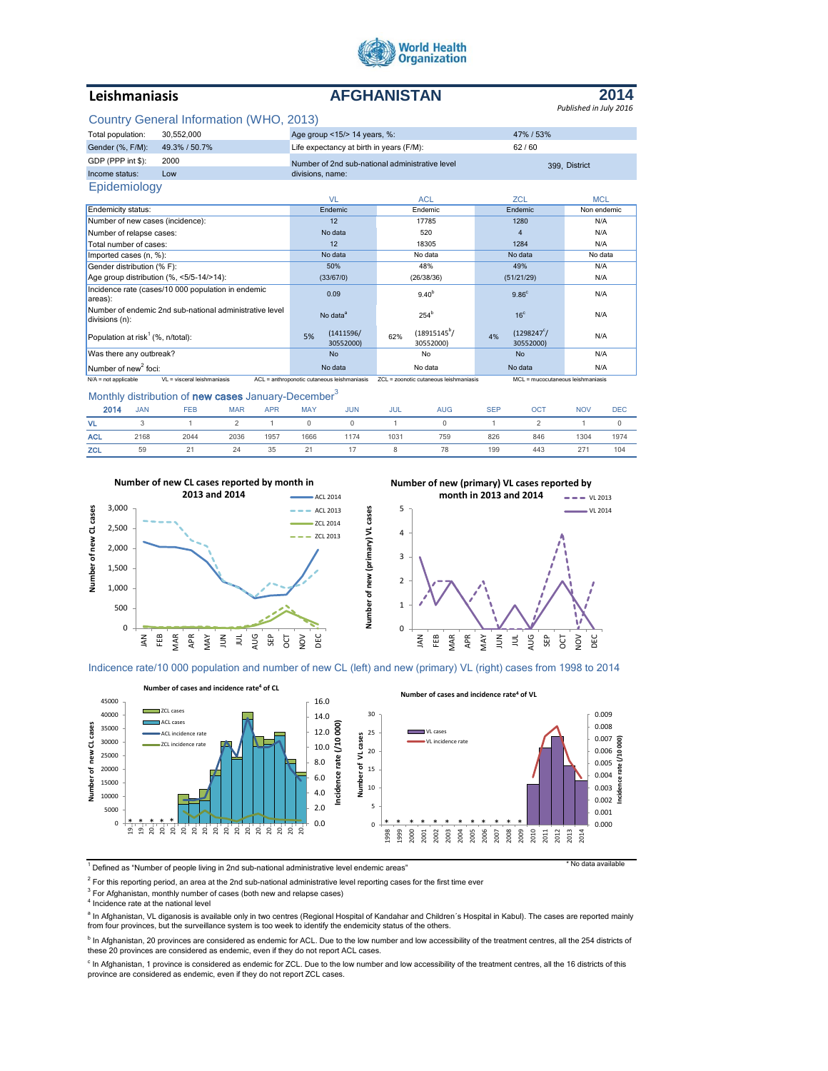World Health Organization

# Leishmaniasis

# AFGHANISTAN

# 2014

*Published in July 2016*

## Country General Information (WHO, 2013)

| | | | |
|---|---|---|---|
| Total population: | 30,552,000 | Age group <15/> 14 years, %: | 47% / 53% |
| Gender (%, F/M): | 49.3% / 50.7% | Life expectancy at birth in years (F/M): | 62 / 60 |
| GDP (PPP int $): | 2000 | Number of 2nd sub-national administrative level divisions, name: | 399, District |
| Income status: | Low | | |

## Epidemiology

| | VL | ACL | ZCL | MCL |
|---|---|---|---|---|
| Endemicity status: | Endemic | Endemic | Endemic | Non endemic |
| Number of new cases (incidence): | 12 | 17785 | 1280 | N/A |
| Number of relapse cases: | No data | 520 | 4 | N/A |
| Total number of cases: | 12 | 18305 | 1284 | N/A |
| Imported cases (n, %): | No data | No data | No data | No data |
| Gender distribution (% F): | 50% | 48% | 49% | N/A |
| Age group distribution (%, <5/5-14/>14): | (33/67/0) | (26/38/36) | (51/21/29) | N/A |
| Incidence rate (cases/10 000 population in endemic areas): | 0.09 | 9.40[b] | 9.86[c] | N/A |
| Number of endemic 2nd sub-national administrative level divisions (n): | No data[a] | 254[b] | 16[c] | N/A |
| Population at risk[1] (%, n/total): | 5% (1411596/ 30552000) | 62% (18915145[b]/ 30552000) | 4% (1298247[c]/ 30552000) | N/A |
| Was there any outbreak? | No | No | No | N/A |
| Number of new[2] foci: | No data | No data | No data | N/A |

N/A = not applicable   VL = visceral leishmaniasis   ACL = anthroponotic cutaneous leishmaniasis   ZCL = zoonotic cutaneous leishmaniasis   MCL = mucocutaneous leishmaniasis

## Monthly distribution of **new cases** January-December[3]

| 2014 | JAN | FEB | MAR | APR | MAY | JUN | JUL | AUG | SEP | OCT | NOV | DEC |
|---|---|---|---|---|---|---|---|---|---|---|---|---|
| VL | 3 | 1 | 2 | 1 | 0 | 0 | 1 | 0 | 1 | 2 | 1 | 0 |
| ACL | 2168 | 2044 | 2036 | 1957 | 1666 | 1174 | 1031 | 759 | 826 | 846 | 1304 | 1974 |
| ZCL | 59 | 21 | 24 | 35 | 21 | 17 | 8 | 78 | 199 | 443 | 271 | 104 |

Number of new CL cases reported by month in 2013 and 2014

Number of new (primary) VL cases reported by month in 2013 and 2014

## Indicence rate/10 000 population and number of new CL (left) and new (primary) VL (right) cases from 1998 to 2014

Number of cases and incidence rate[4] of CL

Number of cases and incidence rate[4] of VL

\* No data available

[1] Defined as "Number of people living in 2nd sub-national administrative level endemic areas"

[2] For this reporting period, an area at the 2nd sub-national administrative level reporting cases for the first time ever

[3] For Afghanistan, monthly number of cases (both new and relapse cases)

[4] Incidence rate at the national level

[a] In Afghanistan, VL diganosis is available only in two centres (Regional Hospital of Kandahar and Children´s Hospital in Kabul). The cases are reported mainly from four provinces, but the surveillance system is too week to identify the endemicity status of the others.

[b] In Afghanistan, 20 provinces are considered as endemic for ACL. Due to the low number and low accessibility of the treatment centres, all the 254 districts of these 20 provinces are considered as endemic, even if they do not report ACL cases.

[c] In Afghanistan, 1 province is considered as endemic for ZCL. Due to the low number and low accessibility of the treatment centres, all the 16 districts of this province are considered as endemic, even if they do not report ZCL cases.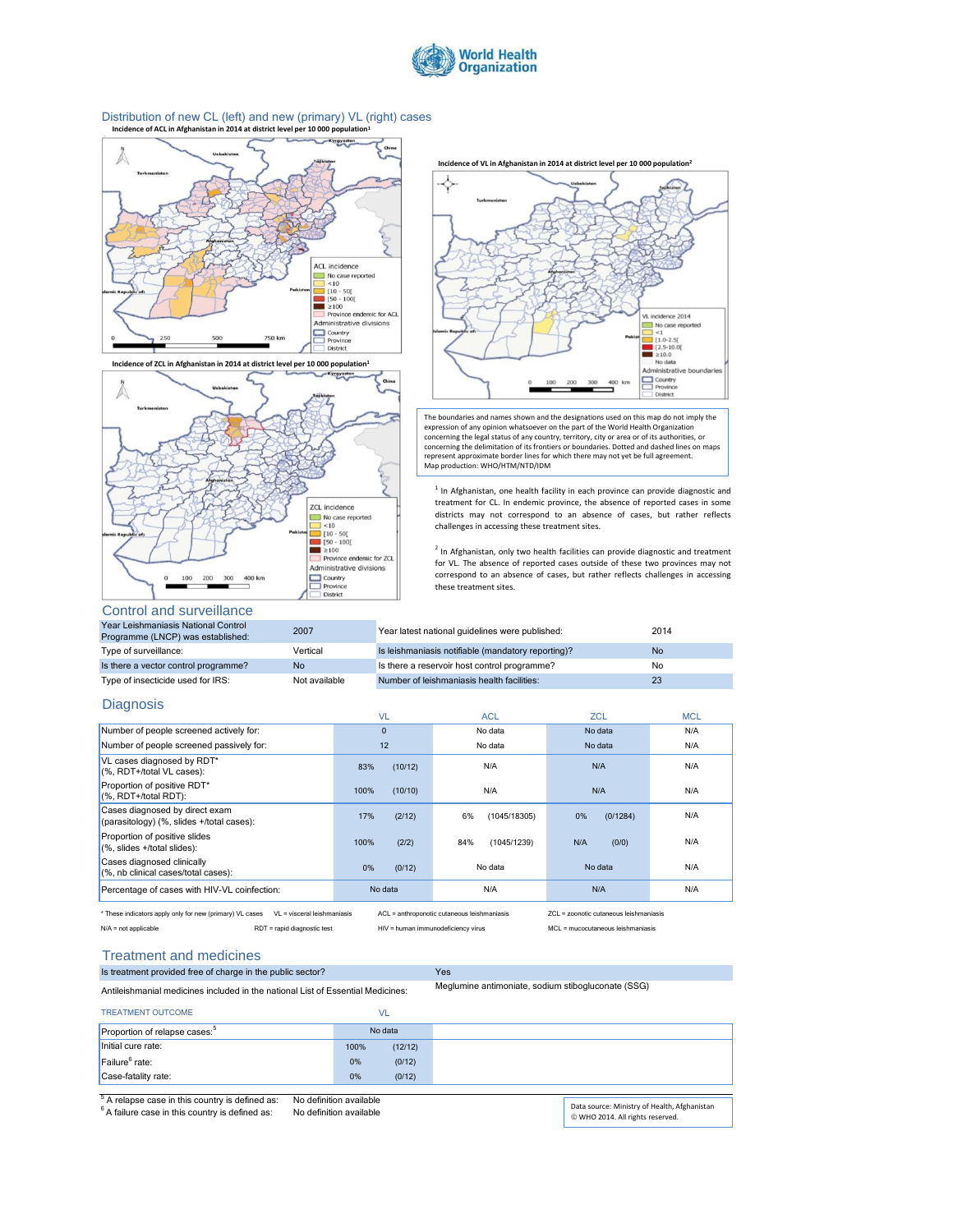World Health Organization

## Distribution of new CL (left) and new (primary) VL (right) cases

Incidence of ACL in Afghanistan in 2014 at district level per 10 000 population[1]

Uzbekistan
China
Tajikistan
Turkmenistan
Kyrgyzstan
Afghanistan
Islamic Republic of Iran
Pakistan

ACL incidence
No case reported
<10
[10 - 50[
[50 - 100[
≥100
Province endemic for ACL
Administrative divisions
Country
Province
District

0 250 500 750 km

Incidence of ZCL in Afghanistan in 2014 at district level per 10 000 population[1]

Uzbekistan
China
Tajikistan
Turkmenistan
Kyrgyzstan
Afghanistan
Islamic Republic of Iran
Pakistan

ZCL incidence
No case reported
<10
[10 - 50[
[50 - 100[
≥100
Province endemic for ZCL
Administrative divisions
Country
Province
District

0 100 200 300 400 km

Incidence of VL in Afghanistan in 2014 at district level per 10 000 population[2]

Uzbekistan
Tajikistan
Turkmenistan
Afghanistan
Islamic Republic of Iran
Pakistan

VL incidence 2014
No case reported
<1
[1.0-2.5[
[2.5-10.0[
≥10.0
No data
Administrative boundaries
Country
Province
District

0 100 200 300 400 km

The boundaries and names shown and the designations used on this map do not imply the expression of any opinion whatsoever on the part of the World Health Organization concerning the legal status of any country, territory, city or area or of its authorities, or concerning the delimitation of its frontiers or boundaries. Dotted and dashed lines on maps represent approximate border lines for which there may not yet be full agreement.
Map production: WHO/HTM/NTD/IDM

[1] In Afghanistan, one health facility in each province can provide diagnostic and treatment for CL. In endemic province, the absence of reported cases in some districts may not correspond to an absence of cases, but rather reflects challenges in accessing these treatment sites.

[2] In Afghanistan, only two health facilities can provide diagnostic and treatment for VL. The absence of reported cases outside of these two provinces may not correspond to an absence of cases, but rather reflects challenges in accessing these treatment sites.

## Control and surveillance

| | | | |
|---|---|---|---|
| Year Leishmaniasis National Control Programme (LNCP) was established: | 2007 | Year latest national guidelines were published: | 2014 |
| Type of surveillance: | Vertical | Is leishmaniasis notifiable (mandatory reporting)? | No |
| Is there a vector control programme? | No | Is there a reservoir host control programme? | No |
| Type of insecticide used for IRS: | Not available | Number of leishmaniasis health facilities: | 23 |

## Diagnosis

| | VL | ACL | ZCL | MCL |
|---|---|---|---|---|
| Number of people screened actively for: | 0 | No data | No data | N/A |
| Number of people screened passively for: | 12 | No data | No data | N/A |
| VL cases diagnosed by RDT* (%, RDT+/total VL cases): | 83% (10/12) | N/A | N/A | N/A |
| Proportion of positive RDT* (%, RDT+/total RDT): | 100% (10/10) | N/A | N/A | N/A |
| Cases diagnosed by direct exam (parasitology) (%, slides +/total cases): | 17% (2/12) | 6% (1045/18305) | 0% (0/1284) | N/A |
| Proportion of positive slides (%, slides +/total slides): | 100% (2/2) | 84% (1045/1239) | N/A (0/0) | N/A |
| Cases diagnosed clinically (%, nb clinical cases/total cases): | 0% (0/12) | No data | No data | N/A |
| Percentage of cases with HIV-VL coinfection: | No data | N/A | N/A | N/A |

\* These indicators apply only for new (primary) VL cases; VL = visceral leishmaniasis; ACL = anthroponotic cutaneous leishmaniasis; ZCL = zoonotic cutaneous leishmaniasis; N/A = not applicable; RDT = rapid diagnostic test; HIV = human immunodeficiency virus; MCL = mucocutaneous leishmaniasis

## Treatment and medicines

| | |
|---|---|
| Is treatment provided free of charge in the public sector? | Yes |
| Antileishmanial medicines included in the national List of Essential Medicines: | Meglumine antimoniate, sodium stibogluconate (SSG) |

| TREATMENT OUTCOME | VL |
|---|---|
| Proportion of relapse cases:[5] | No data |
| Initial cure rate: | 100% (12/12) |
| Failure[6] rate: | 0% (0/12) |
| Case-fatality rate: | 0% (0/12) |

[5] A relapse case in this country is defined as: No definition available
[6] A failure case in this country is defined as: No definition available

Data source: Ministry of Health, Afghanistan
© WHO 2014. All rights reserved.